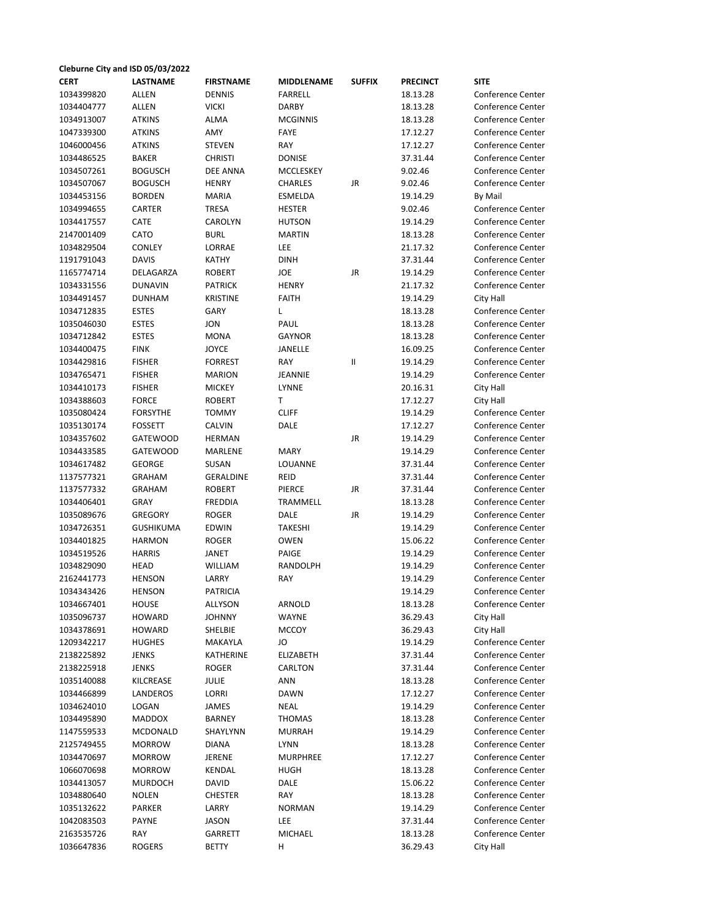**Cleburne City and ISD 05/03/2022**

| CERT | LASTNAME | FIRSTNAME | MIDDLENAME | SUFFIX | PRECINCT | SITE |
|---|---|---|---|---|---|---|
| 1034399820 | ALLEN | DENNIS | FARRELL | | 18.13.28 | Conference Center |
| 1034404777 | ALLEN | VICKI | DARBY | | 18.13.28 | Conference Center |
| 1034913007 | ATKINS | ALMA | MCGINNIS | | 18.13.28 | Conference Center |
| 1047339300 | ATKINS | AMY | FAYE | | 17.12.27 | Conference Center |
| 1046000456 | ATKINS | STEVEN | RAY | | 17.12.27 | Conference Center |
| 1034486525 | BAKER | CHRISTI | DONISE | | 37.31.44 | Conference Center |
| 1034507261 | BOGUSCH | DEE ANNA | MCCLESKEY | | 9.02.46 | Conference Center |
| 1034507067 | BOGUSCH | HENRY | CHARLES | JR | 9.02.46 | Conference Center |
| 1034453156 | BORDEN | MARIA | ESMELDA | | 19.14.29 | By Mail |
| 1034994655 | CARTER | TRESA | HESTER | | 9.02.46 | Conference Center |
| 1034417557 | CATE | CAROLYN | HUTSON | | 19.14.29 | Conference Center |
| 2147001409 | CATO | BURL | MARTIN | | 18.13.28 | Conference Center |
| 1034829504 | CONLEY | LORRAE | LEE | | 21.17.32 | Conference Center |
| 1191791043 | DAVIS | KATHY | DINH | | 37.31.44 | Conference Center |
| 1165774714 | DELAGARZA | ROBERT | JOE | JR | 19.14.29 | Conference Center |
| 1034331556 | DUNAVIN | PATRICK | HENRY | | 21.17.32 | Conference Center |
| 1034491457 | DUNHAM | KRISTINE | FAITH | | 19.14.29 | City Hall |
| 1034712835 | ESTES | GARY | L | | 18.13.28 | Conference Center |
| 1035046030 | ESTES | JON | PAUL | | 18.13.28 | Conference Center |
| 1034712842 | ESTES | MONA | GAYNOR | | 18.13.28 | Conference Center |
| 1034400475 | FINK | JOYCE | JANELLE | | 16.09.25 | Conference Center |
| 1034429816 | FISHER | FORREST | RAY | II | 19.14.29 | Conference Center |
| 1034765471 | FISHER | MARION | JEANNIE | | 19.14.29 | Conference Center |
| 1034410173 | FISHER | MICKEY | LYNNE | | 20.16.31 | City Hall |
| 1034388603 | FORCE | ROBERT | T | | 17.12.27 | City Hall |
| 1035080424 | FORSYTHE | TOMMY | CLIFF | | 19.14.29 | Conference Center |
| 1035130174 | FOSSETT | CALVIN | DALE | | 17.12.27 | Conference Center |
| 1034357602 | GATEWOOD | HERMAN | | JR | 19.14.29 | Conference Center |
| 1034433585 | GATEWOOD | MARLENE | MARY | | 19.14.29 | Conference Center |
| 1034617482 | GEORGE | SUSAN | LOUANNE | | 37.31.44 | Conference Center |
| 1137577321 | GRAHAM | GERALDINE | REID | | 37.31.44 | Conference Center |
| 1137577332 | GRAHAM | ROBERT | PIERCE | JR | 37.31.44 | Conference Center |
| 1034406401 | GRAY | FREDDIA | TRAMMELL | | 18.13.28 | Conference Center |
| 1035089676 | GREGORY | ROGER | DALE | JR | 19.14.29 | Conference Center |
| 1034726351 | GUSHIKUMA | EDWIN | TAKESHI | | 19.14.29 | Conference Center |
| 1034401825 | HARMON | ROGER | OWEN | | 15.06.22 | Conference Center |
| 1034519526 | HARRIS | JANET | PAIGE | | 19.14.29 | Conference Center |
| 1034829090 | HEAD | WILLIAM | RANDOLPH | | 19.14.29 | Conference Center |
| 2162441773 | HENSON | LARRY | RAY | | 19.14.29 | Conference Center |
| 1034343426 | HENSON | PATRICIA | | | 19.14.29 | Conference Center |
| 1034667401 | HOUSE | ALLYSON | ARNOLD | | 18.13.28 | Conference Center |
| 1035096737 | HOWARD | JOHNNY | WAYNE | | 36.29.43 | City Hall |
| 1034378691 | HOWARD | SHELBIE | MCCOY | | 36.29.43 | City Hall |
| 1209342217 | HUGHES | MAKAYLA | JO | | 19.14.29 | Conference Center |
| 2138225892 | JENKS | KATHERINE | ELIZABETH | | 37.31.44 | Conference Center |
| 2138225918 | JENKS | ROGER | CARLTON | | 37.31.44 | Conference Center |
| 1035140088 | KILCREASE | JULIE | ANN | | 18.13.28 | Conference Center |
| 1034466899 | LANDEROS | LORRI | DAWN | | 17.12.27 | Conference Center |
| 1034624010 | LOGAN | JAMES | NEAL | | 19.14.29 | Conference Center |
| 1034495890 | MADDOX | BARNEY | THOMAS | | 18.13.28 | Conference Center |
| 1147559533 | MCDONALD | SHAYLYNN | MURRAH | | 19.14.29 | Conference Center |
| 2125749455 | MORROW | DIANA | LYNN | | 18.13.28 | Conference Center |
| 1034470697 | MORROW | JERENE | MURPHREE | | 17.12.27 | Conference Center |
| 1066070698 | MORROW | KENDAL | HUGH | | 18.13.28 | Conference Center |
| 1034413057 | MURDOCH | DAVID | DALE | | 15.06.22 | Conference Center |
| 1034880640 | NOLEN | CHESTER | RAY | | 18.13.28 | Conference Center |
| 1035132622 | PARKER | LARRY | NORMAN | | 19.14.29 | Conference Center |
| 1042083503 | PAYNE | JASON | LEE | | 37.31.44 | Conference Center |
| 2163535726 | RAY | GARRETT | MICHAEL | | 18.13.28 | Conference Center |
| 1036647836 | ROGERS | BETTY | H | | 36.29.43 | City Hall |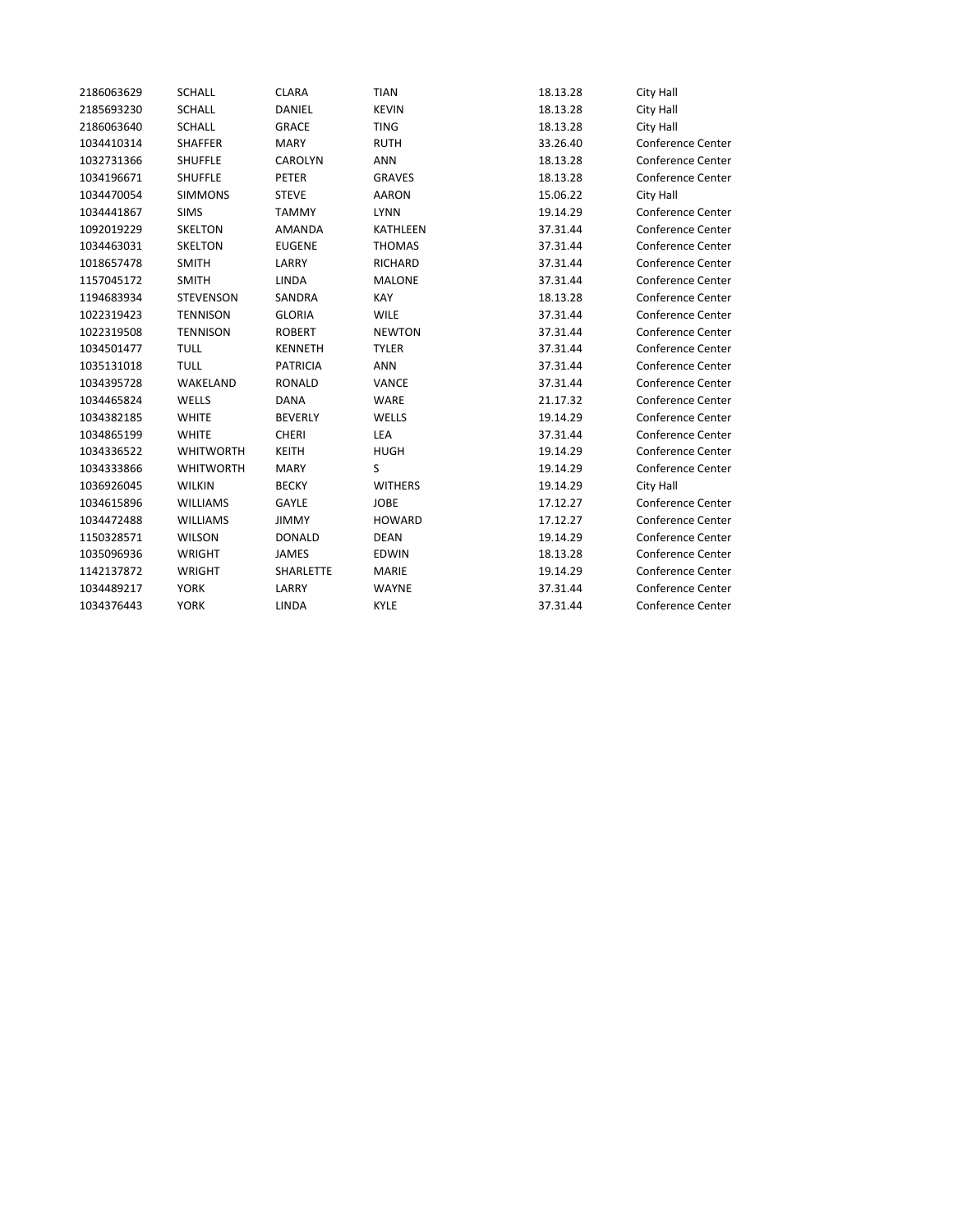| | | | | | |
|---|---|---|---|---|---|
| 2186063629 | SCHALL | CLARA | TIAN | 18.13.28 | City Hall |
| 2185693230 | SCHALL | DANIEL | KEVIN | 18.13.28 | City Hall |
| 2186063640 | SCHALL | GRACE | TING | 18.13.28 | City Hall |
| 1034410314 | SHAFFER | MARY | RUTH | 33.26.40 | Conference Center |
| 1032731366 | SHUFFLE | CAROLYN | ANN | 18.13.28 | Conference Center |
| 1034196671 | SHUFFLE | PETER | GRAVES | 18.13.28 | Conference Center |
| 1034470054 | SIMMONS | STEVE | AARON | 15.06.22 | City Hall |
| 1034441867 | SIMS | TAMMY | LYNN | 19.14.29 | Conference Center |
| 1092019229 | SKELTON | AMANDA | KATHLEEN | 37.31.44 | Conference Center |
| 1034463031 | SKELTON | EUGENE | THOMAS | 37.31.44 | Conference Center |
| 1018657478 | SMITH | LARRY | RICHARD | 37.31.44 | Conference Center |
| 1157045172 | SMITH | LINDA | MALONE | 37.31.44 | Conference Center |
| 1194683934 | STEVENSON | SANDRA | KAY | 18.13.28 | Conference Center |
| 1022319423 | TENNISON | GLORIA | WILE | 37.31.44 | Conference Center |
| 1022319508 | TENNISON | ROBERT | NEWTON | 37.31.44 | Conference Center |
| 1034501477 | TULL | KENNETH | TYLER | 37.31.44 | Conference Center |
| 1035131018 | TULL | PATRICIA | ANN | 37.31.44 | Conference Center |
| 1034395728 | WAKELAND | RONALD | VANCE | 37.31.44 | Conference Center |
| 1034465824 | WELLS | DANA | WARE | 21.17.32 | Conference Center |
| 1034382185 | WHITE | BEVERLY | WELLS | 19.14.29 | Conference Center |
| 1034865199 | WHITE | CHERI | LEA | 37.31.44 | Conference Center |
| 1034336522 | WHITWORTH | KEITH | HUGH | 19.14.29 | Conference Center |
| 1034333866 | WHITWORTH | MARY | S | 19.14.29 | Conference Center |
| 1036926045 | WILKIN | BECKY | WITHERS | 19.14.29 | City Hall |
| 1034615896 | WILLIAMS | GAYLE | JOBE | 17.12.27 | Conference Center |
| 1034472488 | WILLIAMS | JIMMY | HOWARD | 17.12.27 | Conference Center |
| 1150328571 | WILSON | DONALD | DEAN | 19.14.29 | Conference Center |
| 1035096936 | WRIGHT | JAMES | EDWIN | 18.13.28 | Conference Center |
| 1142137872 | WRIGHT | SHARLETTE | MARIE | 19.14.29 | Conference Center |
| 1034489217 | YORK | LARRY | WAYNE | 37.31.44 | Conference Center |
| 1034376443 | YORK | LINDA | KYLE | 37.31.44 | Conference Center |